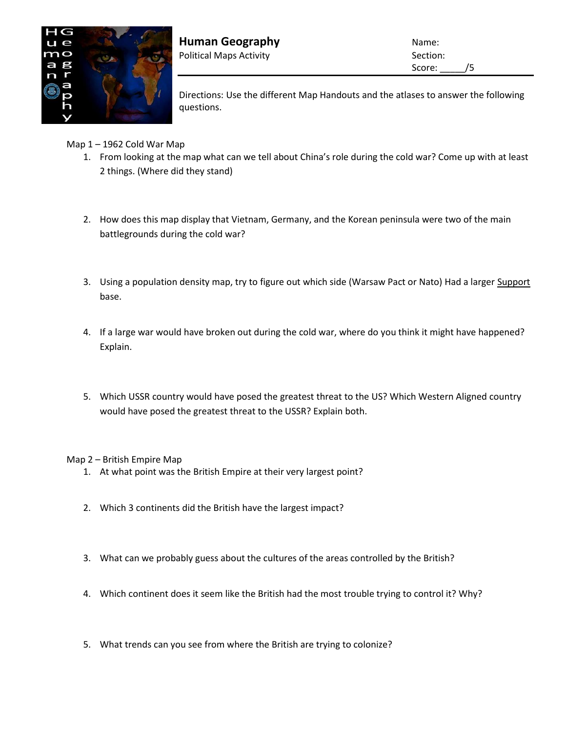# Human Geography

Political Maps Activity

Name:

Section:

Score: _____/5

Directions: Use the different Map Handouts and the atlases to answer the following questions.

Map 1 – 1962 Cold War Map

1. From looking at the map what can we tell about China's role during the cold war? Come up with at least 2 things. (Where did they stand)
2. How does this map display that Vietnam, Germany, and the Korean peninsula were two of the main battlegrounds during the cold war?
3. Using a population density map, try to figure out which side (Warsaw Pact or Nato) Had a larger <u>Support</u> base.
4. If a large war would have broken out during the cold war, where do you think it might have happened? Explain.
5. Which USSR country would have posed the greatest threat to the US? Which Western Aligned country would have posed the greatest threat to the USSR? Explain both.

Map 2 – British Empire Map

1. At what point was the British Empire at their very largest point?
2. Which 3 continents did the British have the largest impact?
3. What can we probably guess about the cultures of the areas controlled by the British?
4. Which continent does it seem like the British had the most trouble trying to control it? Why?
5. What trends can you see from where the British are trying to colonize?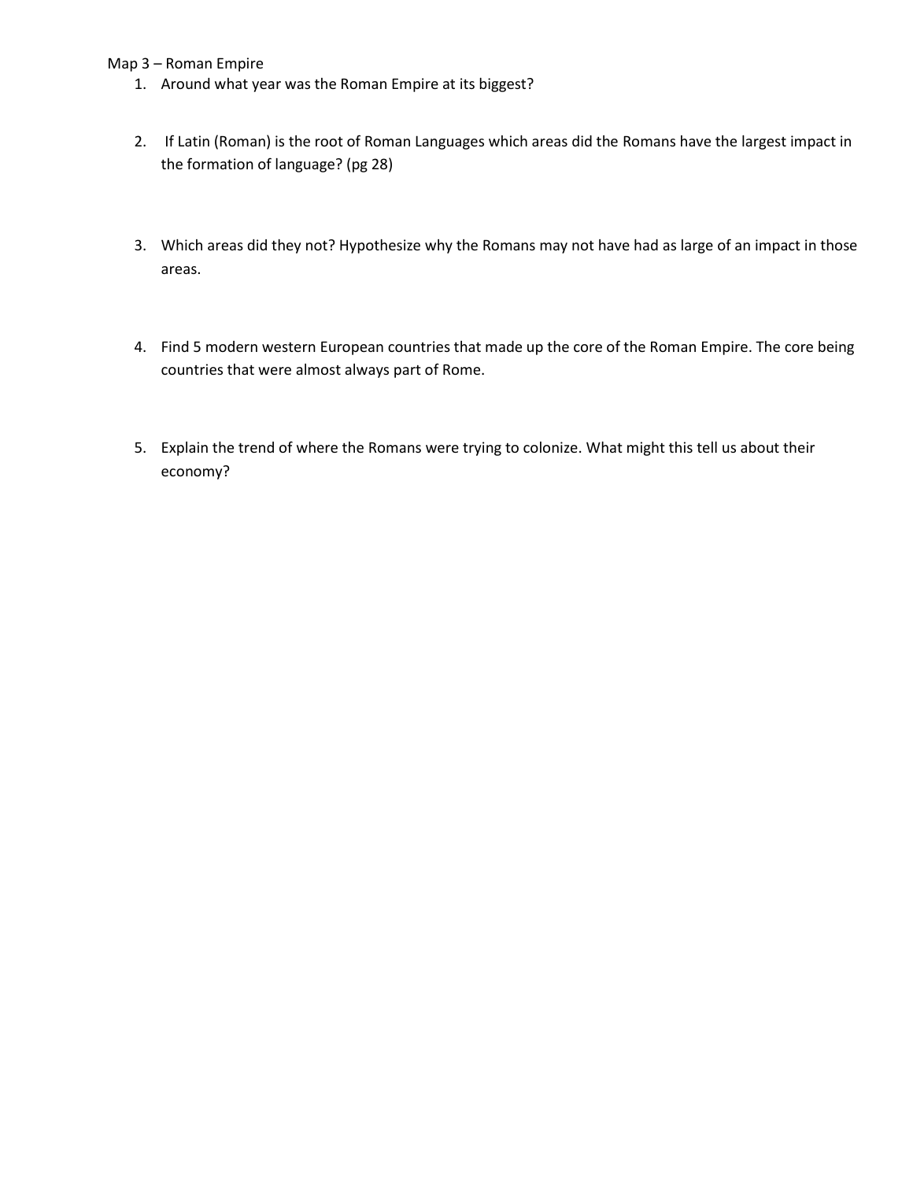Map 3 – Roman Empire

1. Around what year was the Roman Empire at its biggest?

2. If Latin (Roman) is the root of Roman Languages which areas did the Romans have the largest impact in the formation of language? (pg 28)

3. Which areas did they not? Hypothesize why the Romans may not have had as large of an impact in those areas.

4. Find 5 modern western European countries that made up the core of the Roman Empire. The core being countries that were almost always part of Rome.

5. Explain the trend of where the Romans were trying to colonize. What might this tell us about their economy?